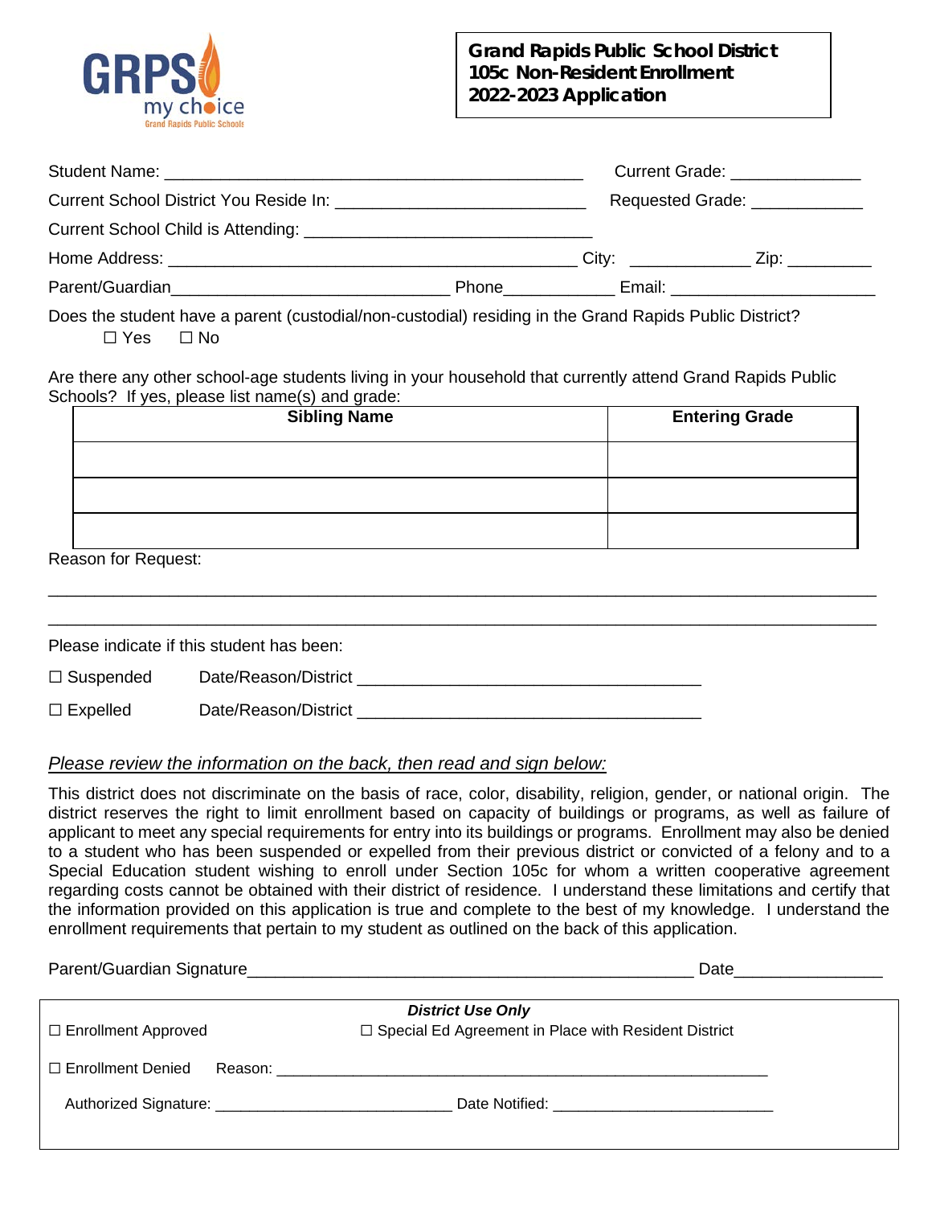GRPS my choice
Grand Rapids Public Schools

**Grand Rapids Public School District**
**105c Non-Resident Enrollment**
**2022-2023 Application**

Student Name: _____________________________________________ Current Grade: ______________

Current School District You Reside In: ___________________________ Requested Grade: ____________

Current School Child is Attending: _______________________________

Home Address: ____________________________________________ City: _____________ Zip: _________

Parent/Guardian_____________________________ Phone____________ Email: ______________________

Does the student have a parent (custodial/non-custodial) residing in the Grand Rapids Public District?
☐ Yes ☐ No

Are there any other school-age students living in your household that currently attend Grand Rapids Public Schools? If yes, please list name(s) and grade:

| Sibling Name | Entering Grade |
|---|---|
| | |
| | |
| | |

Reason for Request:

_____________________________________________________________________________________

_____________________________________________________________________________________

Please indicate if this student has been:

☐ Suspended Date/Reason/District _____________________________________

☐ Expelled Date/Reason/District _____________________________________

*Please review the information on the back, then read and sign below:*

This district does not discriminate on the basis of race, color, disability, religion, gender, or national origin. The district reserves the right to limit enrollment based on capacity of buildings or programs, as well as failure of applicant to meet any special requirements for entry into its buildings or programs. Enrollment may also be denied to a student who has been suspended or expelled from their previous district or convicted of a felony and to a Special Education student wishing to enroll under Section 105c for whom a written cooperative agreement regarding costs cannot be obtained with their district of residence. I understand these limitations and certify that the information provided on this application is true and complete to the best of my knowledge. I understand the enrollment requirements that pertain to my student as outlined on the back of this application.

Parent/Guardian Signature________________________________________________ Date_______________

***District Use Only***

☐ Enrollment Approved ☐ Special Ed Agreement in Place with Resident District

☐ Enrollment Denied Reason: _____________________________________________________

Authorized Signature: ___________________________ Date Notified: _________________________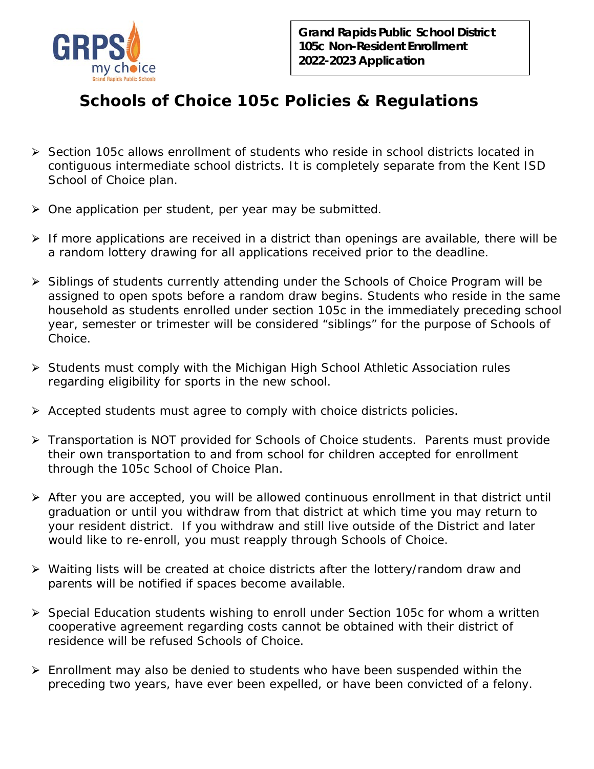**Grand Rapids Public School District**
**105c Non-Resident Enrollment**
**2022-2023 Application**

# Schools of Choice 105c Policies & Regulations

- Section 105c allows enrollment of students who reside in school districts located in contiguous intermediate school districts. It is completely separate from the Kent ISD School of Choice plan.
- One application per student, per year may be submitted.
- If more applications are received in a district than openings are available, there will be a random lottery drawing for all applications received prior to the deadline.
- Siblings of students currently attending under the Schools of Choice Program will be assigned to open spots before a random draw begins. Students who reside in the same household as students enrolled under section 105c in the immediately preceding school year, semester or trimester will be considered "siblings" for the purpose of Schools of Choice.
- Students must comply with the Michigan High School Athletic Association rules regarding eligibility for sports in the new school.
- Accepted students must agree to comply with choice districts policies.
- Transportation is NOT provided for Schools of Choice students. Parents must provide their own transportation to and from school for children accepted for enrollment through the 105c School of Choice Plan.
- After you are accepted, you will be allowed continuous enrollment in that district until graduation or until you withdraw from that district at which time you may return to your resident district. If you withdraw and still live outside of the District and later would like to re-enroll, you must reapply through Schools of Choice.
- Waiting lists will be created at choice districts after the lottery/random draw and parents will be notified if spaces become available.
- Special Education students wishing to enroll under Section 105c for whom a written cooperative agreement regarding costs cannot be obtained with their district of residence will be refused Schools of Choice.
- Enrollment may also be denied to students who have been suspended within the preceding two years, have ever been expelled, or have been convicted of a felony.